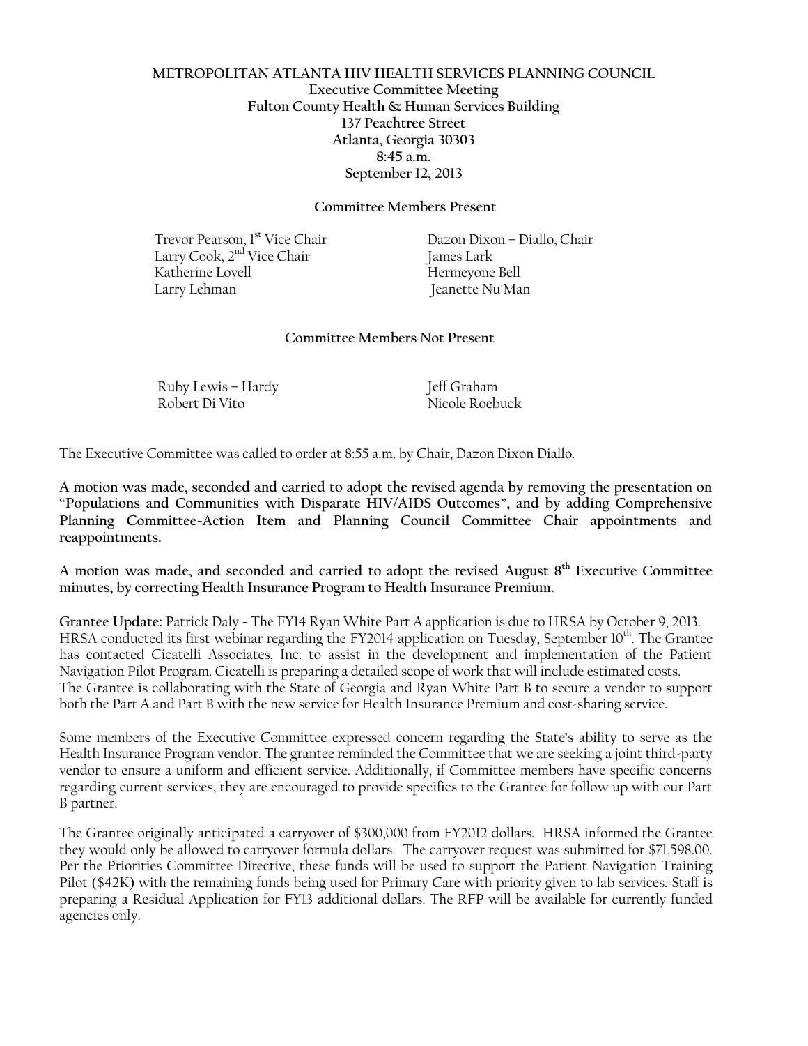**METROPOLITAN ATLANTA HIV HEALTH SERVICES PLANNING COUNCIL**
**Executive Committee Meeting**
**Fulton County Health & Human Services Building**
**137 Peachtree Street**
**Atlanta, Georgia 30303**
**8:45 a.m.**
**September 12, 2013**

**Committee Members Present**

Trevor Pearson, 1st Vice Chair
Larry Cook, 2nd Vice Chair
Katherine Lovell
Larry Lehman
Dazon Dixon – Diallo, Chair
James Lark
Hermeyone Bell
Jeanette Nu'Man

**Committee Members Not Present**

Ruby Lewis – Hardy
Robert Di Vito
Jeff Graham
Nicole Roebuck

The Executive Committee was called to order at 8:55 a.m. by Chair, Dazon Dixon Diallo.

**A motion was made, seconded and carried to adopt the revised agenda by removing the presentation on "Populations and Communities with Disparate HIV/AIDS Outcomes", and by adding Comprehensive Planning Committee-Action Item and Planning Council Committee Chair appointments and reappointments.**

**A motion was made, and seconded and carried to adopt the revised August 8th Executive Committee minutes, by correcting Health Insurance Program to Health Insurance Premium.**

**Grantee Update:** Patrick Daly - The FY14 Ryan White Part A application is due to HRSA by October 9, 2013. HRSA conducted its first webinar regarding the FY2014 application on Tuesday, September 10th. The Grantee has contacted Cicatelli Associates, Inc. to assist in the development and implementation of the Patient Navigation Pilot Program. Cicatelli is preparing a detailed scope of work that will include estimated costs. The Grantee is collaborating with the State of Georgia and Ryan White Part B to secure a vendor to support both the Part A and Part B with the new service for Health Insurance Premium and cost-sharing service.

Some members of the Executive Committee expressed concern regarding the State's ability to serve as the Health Insurance Program vendor. The grantee reminded the Committee that we are seeking a joint third-party vendor to ensure a uniform and efficient service. Additionally, if Committee members have specific concerns regarding current services, they are encouraged to provide specifics to the Grantee for follow up with our Part B partner.

The Grantee originally anticipated a carryover of $300,000 from FY2012 dollars. HRSA informed the Grantee they would only be allowed to carryover formula dollars. The carryover request was submitted for $71,598.00. Per the Priorities Committee Directive, these funds will be used to support the Patient Navigation Training Pilot ($42K) with the remaining funds being used for Primary Care with priority given to lab services. Staff is preparing a Residual Application for FY13 additional dollars. The RFP will be available for currently funded agencies only.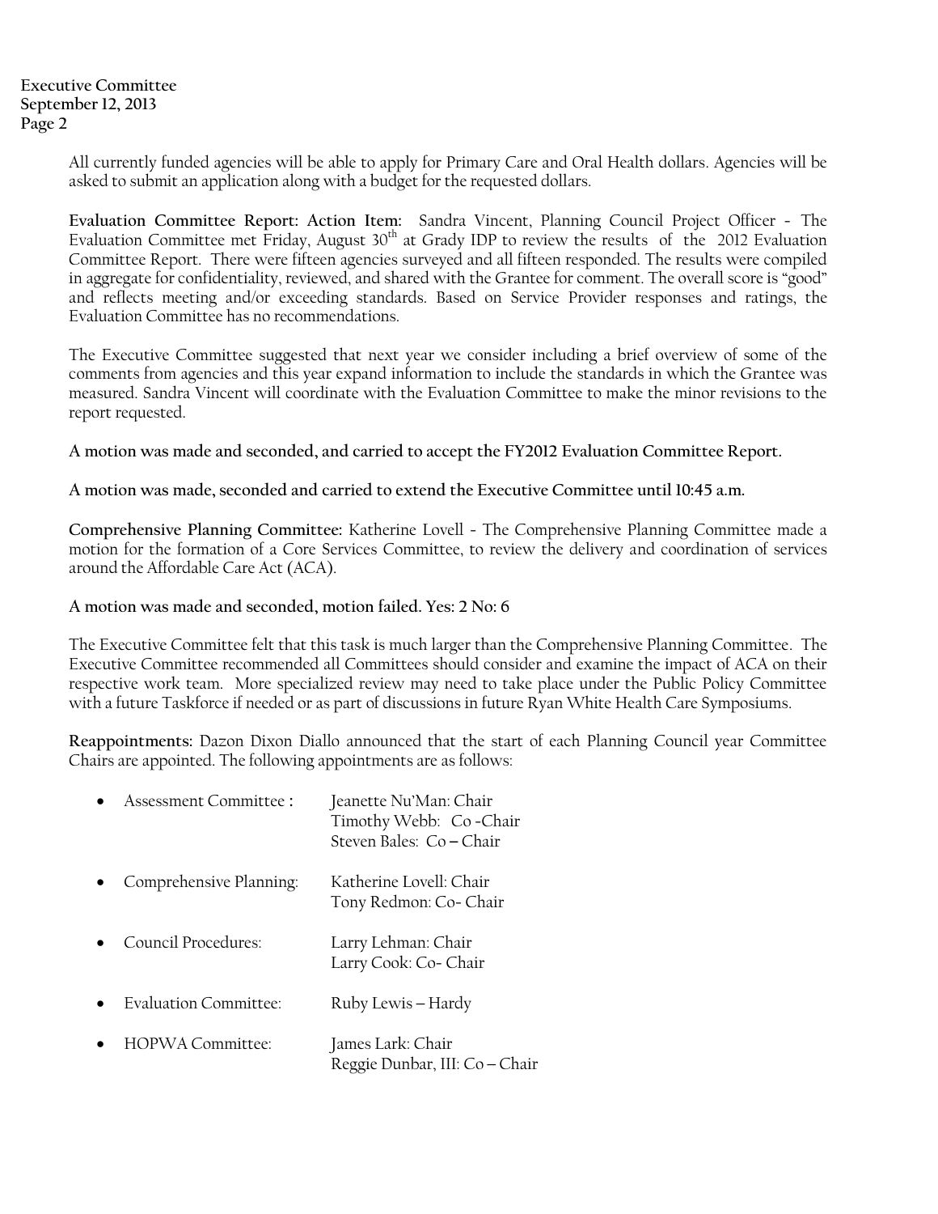All currently funded agencies will be able to apply for Primary Care and Oral Health dollars. Agencies will be asked to submit an application along with a budget for the requested dollars.

**Evaluation Committee Report: Action Item:** Sandra Vincent, Planning Council Project Officer - The Evaluation Committee met Friday, August 30th at Grady IDP to review the results of the 2012 Evaluation Committee Report. There were fifteen agencies surveyed and all fifteen responded. The results were compiled in aggregate for confidentiality, reviewed, and shared with the Grantee for comment. The overall score is "good" and reflects meeting and/or exceeding standards. Based on Service Provider responses and ratings, the Evaluation Committee has no recommendations.

The Executive Committee suggested that next year we consider including a brief overview of some of the comments from agencies and this year expand information to include the standards in which the Grantee was measured. Sandra Vincent will coordinate with the Evaluation Committee to make the minor revisions to the report requested.

**A motion was made and seconded, and carried to accept the FY2012 Evaluation Committee Report.**

**A motion was made, seconded and carried to extend the Executive Committee until 10:45 a.m.**

**Comprehensive Planning Committee:** Katherine Lovell - The Comprehensive Planning Committee made a motion for the formation of a Core Services Committee, to review the delivery and coordination of services around the Affordable Care Act (ACA).

**A motion was made and seconded, motion failed. Yes: 2 No: 6**

The Executive Committee felt that this task is much larger than the Comprehensive Planning Committee. The Executive Committee recommended all Committees should consider and examine the impact of ACA on their respective work team. More specialized review may need to take place under the Public Policy Committee with a future Taskforce if needed or as part of discussions in future Ryan White Health Care Symposiums.

**Reappointments:** Dazon Dixon Diallo announced that the start of each Planning Council year Committee Chairs are appointed. The following appointments are as follows:

- Assessment Committee : Jeanette Nu'Man: Chair
  Timothy Webb: Co -Chair
  Steven Bales: Co – Chair
- Comprehensive Planning: Katherine Lovell: Chair
  Tony Redmon: Co- Chair
- Council Procedures: Larry Lehman: Chair
  Larry Cook: Co- Chair
- Evaluation Committee: Ruby Lewis – Hardy
- HOPWA Committee: James Lark: Chair
  Reggie Dunbar, III: Co – Chair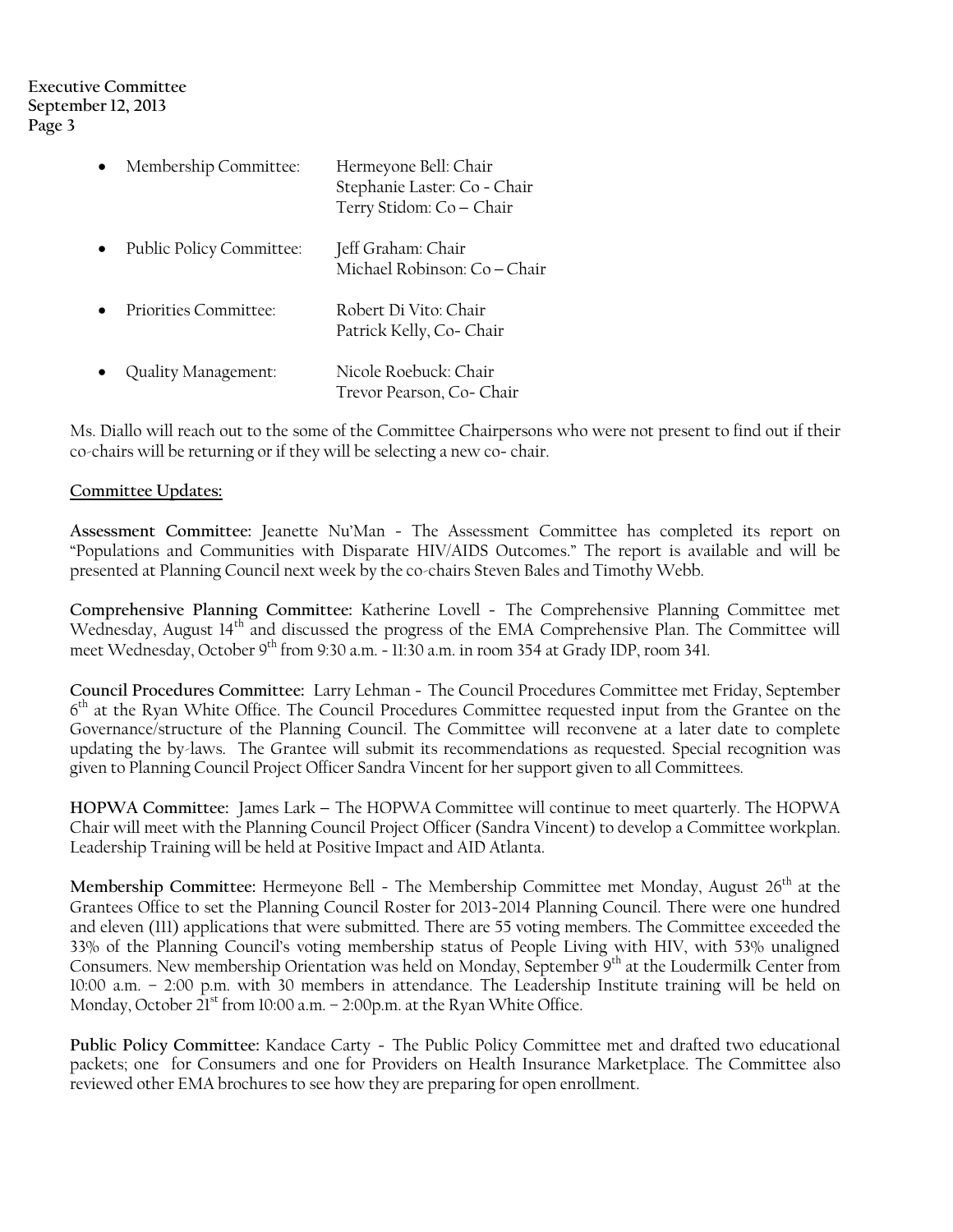- Membership Committee: Hermeyone Bell: Chair
  Stephanie Laster: Co - Chair
  Terry Stidom: Co – Chair
- Public Policy Committee: Jeff Graham: Chair
  Michael Robinson: Co – Chair
- Priorities Committee: Robert Di Vito: Chair
  Patrick Kelly, Co- Chair
- Quality Management: Nicole Roebuck: Chair
  Trevor Pearson, Co- Chair

Ms. Diallo will reach out to the some of the Committee Chairpersons who were not present to find out if their co-chairs will be returning or if they will be selecting a new co- chair.

**Committee Updates:**

**Assessment Committee:** Jeanette Nu'Man - The Assessment Committee has completed its report on "Populations and Communities with Disparate HIV/AIDS Outcomes." The report is available and will be presented at Planning Council next week by the co-chairs Steven Bales and Timothy Webb.

**Comprehensive Planning Committee:** Katherine Lovell - The Comprehensive Planning Committee met Wednesday, August 14th and discussed the progress of the EMA Comprehensive Plan. The Committee will meet Wednesday, October 9th from 9:30 a.m. - 11:30 a.m. in room 354 at Grady IDP, room 341.

**Council Procedures Committee:** Larry Lehman - The Council Procedures Committee met Friday, September 6th at the Ryan White Office. The Council Procedures Committee requested input from the Grantee on the Governance/structure of the Planning Council. The Committee will reconvene at a later date to complete updating the by-laws. The Grantee will submit its recommendations as requested. Special recognition was given to Planning Council Project Officer Sandra Vincent for her support given to all Committees.

**HOPWA Committee:** James Lark – The HOPWA Committee will continue to meet quarterly. The HOPWA Chair will meet with the Planning Council Project Officer (Sandra Vincent) to develop a Committee workplan. Leadership Training will be held at Positive Impact and AID Atlanta.

**Membership Committee:** Hermeyone Bell - The Membership Committee met Monday, August 26th at the Grantees Office to set the Planning Council Roster for 2013-2014 Planning Council. There were one hundred and eleven (111) applications that were submitted. There are 55 voting members. The Committee exceeded the 33% of the Planning Council's voting membership status of People Living with HIV, with 53% unaligned Consumers. New membership Orientation was held on Monday, September 9th at the Loudermilk Center from 10:00 a.m. – 2:00 p.m. with 30 members in attendance. The Leadership Institute training will be held on Monday, October 21st from 10:00 a.m. – 2:00p.m. at the Ryan White Office.

**Public Policy Committee:** Kandace Carty - The Public Policy Committee met and drafted two educational packets; one for Consumers and one for Providers on Health Insurance Marketplace. The Committee also reviewed other EMA brochures to see how they are preparing for open enrollment.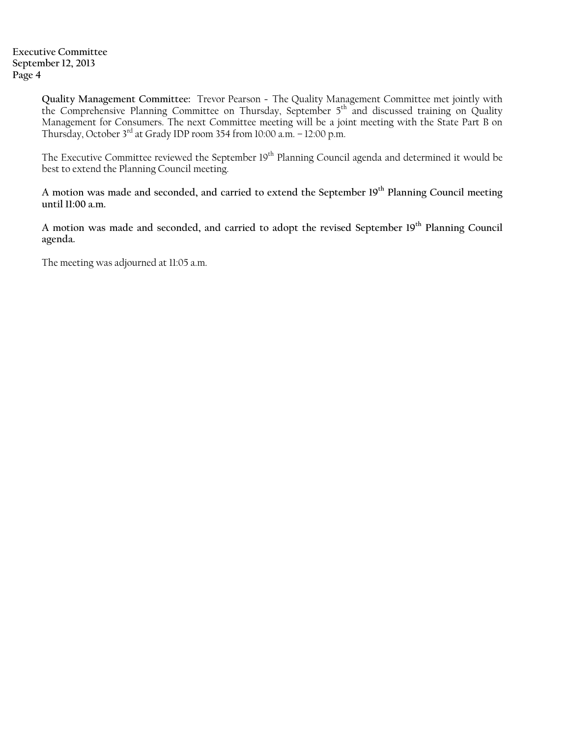**Quality Management Committee:** Trevor Pearson - The Quality Management Committee met jointly with the Comprehensive Planning Committee on Thursday, September 5th and discussed training on Quality Management for Consumers. The next Committee meeting will be a joint meeting with the State Part B on Thursday, October 3rd at Grady IDP room 354 from 10:00 a.m. – 12:00 p.m.

The Executive Committee reviewed the September 19th Planning Council agenda and determined it would be best to extend the Planning Council meeting.

**A motion was made and seconded, and carried to extend the September 19th Planning Council meeting until 11:00 a.m.**

**A motion was made and seconded, and carried to adopt the revised September 19th Planning Council agenda.**

The meeting was adjourned at 11:05 a.m.